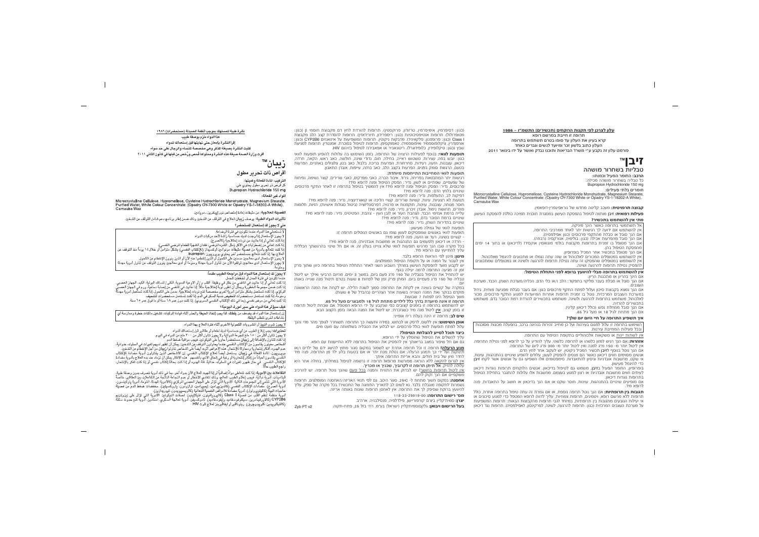**עלון לצרכן לפי תקנות הרוקחים (תכשירים) התשמ"ו – 1986**

תרופה זו חייבת במרשם רופא

קרא בעיון את העלון עד סופו בטרם תשתמש בתרופה

העלון כתוב בלשון זכר ומיועד לנשים וגברים כאחד

פורמט עלון זה נקבע ע"י משרד הבריאות ותוכנו נבדק ואושר על ידו בינואר 2011

# זיבן™

## טבליות בשחרור מושהה

**הרכב:** החומר הפעיל וכמותו:

כל טבליה בשחרור מושהה מכילה:

Bupropion Hydrochloride 150 mg

**חומרים בלתי פעילים:**

Microcrystalline Cellulose, Hypromellose, Cysteine Hydrochloride Monohydrate, Magnesium Stearate, Purified Water, White Colour Concentrate: (Opadry OY-7300 White or Opadry YS-1-18202-A White), Carnauba Wax

**קבוצה תרפויטית:** מעכב קליטה מחדש של נוראפינפרין-דופאמין.

**פעילות רפואית:** זיבן מותווה לטיפול בהפסקת העישון במסגרת תוכנית תמיכה כוללת להפסקת העישון.

**מתי אין להשתמש בתכשיר?**

אל תשתמשי בתרופה כאשר הינך מניקה.
אין להשתמש אם ידועה לך רגישות יתר לאחד ממרכיבי התרופה.
אם הנך סובל או סבלת מהתקפי פרכוסים (כגון אפילפסיה).
אם הנך סובל או סבלת מהפרעות אכילה (כגון: בולימיה, אנורקסיה נרבוזה).
אם הנך מטופל בו זמנית בתרופות מקבוצת מעכבי מונואמין אוקסידאז (MAOI) או בתוך 14 יום מהפסקת הטיפול בהן.
אם הנך מטופל בתכשיר אחר המכיל בופרופיון.
אם הנך משתמש במשקאות המכילים אלכוהול או שהנך נמצא בשלבי גמילה או מתכוון להפסיק לשתות אלכוהול, או אם הנך מטופל בתרופות הרגעה ושינה.

**אין להשתמש בתרופה מבלי להיוועץ ברופא לפני התחלת הטיפול:**

אם הינך בהריון או מתכננת הריון.
אם הנך סובל או סבלת בעבר מליקוי בתפקוד: הלב ו/או כלי הדם, הכליה/מערכת השתן, הכבד, מערכת העצבים.
אם הנך נמצא בקבוצת סיכון ועלול לפתח התקפי פרכוסים.
אם הנך סובל ממחלת נפש (כגון דו קוטבית).
אין לתת לילדים ומתבגרים מתחת לגיל 18 או מעל גיל 65.

**אם השתמשת בתרופה זו עליך להיות ער לכך:**

השימוש בתרופה זו עלול לפגום בערנות ועל כן מחייב זהירות בנהיגה ברכב, בהפעלת מכונות מסוכנות ובכל פעילות המחייבת ערנות.

אין לשתות יינות או משקאות אלכוהוליים בתקופת הטיפול עם התרופה.

**אזהרות:** אם הנך רגיש למזון כלשהו או לתרופה כלשהי, עליך להודיע על כך לרופא לפני נטילת התרופה.
אין ליטול יותר מ- 150 מ"ג למנה ואין ליטול יותר מ- 300 מ"ג ליום של התרופה.
אם הנך נוטל בנוסף לזיבן תכשיר המכיל ניקוטין, יש לעקוב אחר לחץ הדם.
אנשים מסוימים חווים דיכאון כאשר הם מנסים להפסיק לעשן; עלולים להופיע שינויים בהתנהגות, עוינות, אי שקט, מחשבות אובדניות וניסיון להתאבדות. סימפטומים אלו הופיעו גם אצל אנשים אשר לקחו זיבן כדי להיגמל מעישון.
בופרופיון, החומר הפעיל בזיבן, משמש גם לטיפול בדיכאון. אנשים הלוקחים תרופות נוגדות דיכאון לעיתים חווים מחשבות אובדניות או רצון לפגוע בעצמם. מחשבות אלו עלולות להתגבר בתחילת הטיפול בתרופות נוגדות דיכאון.
אם מופיעים שינויים בהתנהגות, עוינות, חוסר שקט או אם הנך בדיכאון או חושב על התאבדות, פנה לרופא מיד.

**תגובות בין תרופתיות:** אם הנך נוטל תרופה נוספת, או אם גמרת זה עתה טיפול בתרופה אחרת, כולל תרופות ללא מרשם רופא ותוספי תזונה, עליך לדווח לרופא המטפל כדי למנוע סיכונים או אי יעילות הנובעים מתגובות בין תרופתיות, במיוחד לגבי תרופות מהקבוצות הבאות: תרופות המשפיעות על מערכת העצבים המרכזית (כגון: תרופות להרגעה, לשינה, לפרקינסון, לאפילפסיה), תרופות נגד דיכאון (כגון: דסיפרמין, אימיפרמין, נורטרפטילין, פרוקסטין), תרופות להורדת לחץ דם מקבוצת חוסמי בטא (כגון: מטופרולול), תרופות אנטיפסיכוטיות (כגון: ריספרידון, תיורידזין), תרופות להסדרת קצב הלב מקבוצת Class I (כגון: פרופפנון, פלקאיניד), מדבקות ניקוטין, תרופות המשפיעות על אנזימים CYP2B6 (כגון: אורפנדרין, ציקלופוספמיד ואיפוספמיד), טיקלופידין, קלופידוגרל, ריטונביר או אפאבירנץ לטיפול בזיהום HIV.

**תופעות לוואי:** בנוסף לפעילות הרצויה של התרופה, בזמן השימוש בה עלולות להופיע תופעות לוואי כגון: יובש בפה, עצירות, בחילות, הקאות, כאבי בטן, שינויים בטעם, כאבי ראש, רעד, נדודי שינה, חולשה, סחרחורת, עצבנות, חרדה, דיכאון, הזעה, פריחה, גרד, חום, הפרעות ריכוז, בלבול, כאב בחזה, צלצולים באוזניים, הפרעות בראייה.

**תופעות לוואי המחייבות התייחסות מיוחדת:**

רגישות יתר המתבטאת בפריחה, גירוד, אובדן הכרה, כאבי מפרקים, כאבי שרירים, קוצר נשימה, נפיחות של עפעפיים, שפתיים או לשון, נדיר: הפסק הטיפול ופנה לרופא מיד!
פרכוסים, נדיר: הפסק הטיפול ופנה לרופא מיד! אין להמשיך בטיפול בתרופה לאחר התקף פרכוסים.
שינויים בלחץ הדם: פנה לרופא מיד!
דופקות לב, התעלפות, נדיר: פנה לרופא מיד!
תנועות לא רצוניות, עוויתות, קשיות שרירים, קשיי הליכה או קואורדינציה, נדיר: פנה לרופא מיד!
חוסר מנוחה, עצבנות, עוינות, תוקפנות או פרנויה, דפרסונליזציה (ניתוק מהמציאות), הזיות, חלומות מוזרים, תחושת ניתוק, אובדן זיכרון, נדיר: פנה לרופא מיד!
- הרדה או דיכאון לפעמים עם התנהגות או מחשבות אובדניות, פנה לרופא מיד!
עלייה ברמת אנזימי הכבד, הצהבת העור או לבן העין - צהבת, הפטיטיס, נדיר: פנה לרופא מיד!
שינויים ברמת הסוכר בדם, נדיר: פנה לרופא מיד!
שינויים בתדירות השתן, נדיר: פנה לרופא מיד!

תופעות לוואי שכיחות מאוד:

תופעות לוואי באנשים שמפסיקים לעשן נפוצות גם באנשים הנוטלים תרופה זו:
- קשיים בשינה, רעד או הזעה, פנה לרופא מיד!

בכל מקרה שבו הנך מרגיש תופעות לוואי שלא צוינו בעלון זה, או אם חל שינוי בהרגשתך הכללית עליך להתייעץ עם הרופא מיד!

**מינון:** מינון לפי הוראות הרופא בלבד.

אין לעבור על המנה המומלצת.

יש לקבוע מועד להפסקת העישון במהלך השבוע השני לאחר התחלת הטיפול בתרופה כיוון שנדרש פרק זמן זה למציאת רמות יציבות בגוף.

יש להתחיל את הטיפול בטבליה של 150 מ"ג פעם ביום, במשך 3 ימים, מהיום הרביעי ואילך יש ליטול טבליה של 150 מ"ג פעמיים ביום. המתן פרק זמן של לפחות 8 שעות בטרם תיטול מנה שנייה באותו יום.

במקרה של קשיים בשינה, אין לקחת את המנה השנייה סמוך לשעת השינה. מהיום שבו לקחת את המנה הראשונה מומלץ בבוקר ואת המנה השנייה בשעות אחר הצהריים המוקדמות.

משך הטיפול הוא לפחות 7 שבועות.

**תרופה זו איננה מיועדת בדרך כלל לילדים ומתבגרים מתחת לגיל 18 ולמבוגרים מעל גיל 65.**

יש להשתמש בתרופה זו בזמנים קצובים כפי שנקבע על ידי הרופא המטפל. אם שכחת ליטול תרופה זו בזמן קצוב, אין ליטול מנה כפולה. דלג על המנה שנשכחה ויטול את המנה הבאה בזמן הקבוע הבא.

**שים לב:** תרופה זו הינה בעלת ריח אופייני.

**אופן השימוש:** אין ללעוס, לרסק או לכתוש, במידה והעשנת כי להבליע את הטבליה בשלמותה עם מעט מים.

**כיצד תוכל לסייע להצלחת הטיפול?**

עליך להשלים את הטיפול שהומלץ על ידי הרופא.

גם אם חל שיפור במצב בריאותך, אין להפסיק את הטיפול בתרופה ללא התייעצות עם הרופא.

**מנע הרעלה!** תרופה זו וכל תרופה אחרת יש לשמור במקום סגור מחוץ להישג ידם של ילדים ו/או תינוקות ועל ידי כך תמנע הרעלה. אם בטעות בלע ילד או אדם אחר מן התרופה, פנה מיד לחדר מיון של בית חולים, והבא אריזת התרופה איתך.

אין לגרום להקאה ללא הוראה מפורשת מרופא! תרופה זו נרשמה לטיפול במחלתך; בחולה אחר היא עלולה להזיק. **אל תיתן תרופה זו לקרוביך, שכניך או מכריך.**

אין ליטול תרופות בחושך! יש לבדוק את התווית והמנה **בכל פעם** שהנך נוטל תרופה. הרכב משקפיים אם הנך זקוק להם.

**אחסנה:** במקום חשוך מתחת ל- 25°C, סגור היטב. גם לפי תנאי האריזה/האחסנה המומלצים, תרופות נשמרות לתקופה מוגבלת בלבד. נא לשים לב לתאריך התפוגה של התכשיר! בכל מקרה של ספק, עליך להיוועץ ברוקח שסיפק לך את התרופה. אין לאחסן תרופות שונות באותה אריזה.

**מס' רישום התרופה:** 118-33-29919-00

**יצרן:** סמיתקליין ביצ'ם קורפוריישן, פילדלפיה, פנסילבניה, ארה"ב.

**בעל הרישום ויבואן:** גלקסוסמיתקליין (ישראל) בע"מ, רח' בזל 25, פתח-תקוה.

Zyb PT v2

---

**نشرة طبية للمستهلك بموجب أنظمة الصيادلة (مستحضرات) ١٩٨٦**

**هذا الدواء ملزم بوصفة طبيب**

**إقرأ النشرة بإمعان حتى نهايتها قبل إستعمالك للدواء**

**كتبت النشرة بصيغة المذكر وهي مخصصة للنساء والرجال على حد سواء**

**أقرت وزارة الصحة صيغة هذه النشرة ومحتواها فُحص ورُخّص من قبلها في كانون الثاني ٢٠١١**

# زيبان™

## أقراص ذات تحرير مطول

**التركيب:** المادة الفعالة وكميتها:

كل قرص ذو تحرير مطول يحتوي على:

Bupropion Hydrochloride 150 mg

**المواد غير الفعالة:**

Microcrystalline Cellulose, Hypromellose, Cysteine Hydrochloride Monohydrate, Magnesium Stearate, Purified Water, White Colour Concentrate: (Opadry OY-7300 White or Opadry YS-1-18202-A White), Carnauba Wax

**الفصيلة العلاجية:** من مثبطات إعادة إمتصاص نور إبينفرين - دوبامين.

**تأثيرات الدواء الطبية:** يوصف زيبان للعلاج في التوقف عن التدخين وذلك ضمن إطار برنامج دعم شامل للتوقف عن التدخين.

**متى لا يجوز لك إستعمال المستحضر؟**

لا تستعملي هذا الدواء عندما تكونين في فترة الرضاعة.
لا يجوز الإستعمال إذا وجدت لديك حساسية زائدة لأحد مركبات الدواء.
إذا كنت تعاني أو إذا عانيت من نوبات إختلاجية (كالصرع).
إذا كنت تعاني أو عانيت من إضطرابات في الأكل (مثل: الشره المرضي، فقدان الشهية للطعام المرضي النفسي).
إذا كنت تتعالج بأدوية من فصيلة مثبطات مونوأمين أوكسيداز (MAOI) بشكل متزامن أو خلال ١٤ يوماً منذ التوقف عن العلاج بها.
إذا كنت تتعالج بمستحضر آخر يحتوي بوبروبيون bupropion.
لا يجوز الإستعمال لدى معالجين مدمنين على الكحول أو الذين إنقطعوا عنه الآن أو الذين ينوون الإنقطاع عن الكحول.
لا يجوز الإستعمال لدى معالجين توقفوا الآن عن تناول أدوية مهدئة ومنومة أو لدى معالجين ينوون التوقف عن تناول أدوية مهدئة ومنومة.

**لا يجوز لك إستعمال هذا الدواء قبل مراجعة الطبيب مقدماً:**

عندما تكونين في فترة الحمل أو تخططين للحمل.
إذا كنت تعاني أو إذا عانيت في الماضي من خلل في وظيفة: القلب و/أو الأوعية الدموية، الكلى/المسالك البولية، الكبد، الجهاز العصبي.
إذا كنت ضمن مجموعة الخطورة ويمكن أن تطور نوبة إختلاجية.
إذا كنت تعاني من مرض نفسي (مثل ثنائي القطب).
لا يجوز إعطاؤه للأطفال والمراهقين دون عمر ١٨ سنة أو ما فوق عمر ٦٥ سنة.

**كيف سيؤثر هذا الدواء على سير الحياة اليومية؟**

إن إستعمال هذا الدواء قد يخفض من يقظتك. لذا يجب إتخاذ الحيطة والحذر أثناء قيادة المركبات، تشغيل ماكنات خطرة وممارسة أي نشاطات أخرى تتطلب اليقظة.

لا يجوز شرب النبيذ أو المشروبات الكحولية الأخرى أثناء فترة العلاج بهذا الدواء.

**تحذيرات:** يجب إبلاغ الطبيب عن أي حساسية لديك لطعام أو عقاقير قبل إستعمالك الدواء.
لا يجوز تناول أكثر من ١٥٠ ملغ للجرعة الدوائية ولا يجوز تناول أكثر من ٣٠٠ ملغ من الدواء في اليوم.
إذا كنت تتناول بالإضافة إلى زيبان مستحضراً يحتوي على النيكوتين، فيجب مراقبة ضغط الدم.
أشخاص معينون يعانون من الإكتئاب النفسي عندما يحاولون التوقف عن التدخين؛ يمكن أن تظهر تغييرات في السلوك، عدوانية، عدم الهدوء، أفكار إنتحارية ومحاولة للإنتحار. هذه الأعراض ظهرت أيضاً لدى أشخاص تناولوا زيبان للإقلاع عن التدخين.
بوبروبيون، المادة الفعالة في زيبان، يستعمل أيضاً لعلاج الإكتئاب النفسي. إن الأشخاص الذين يتناولون أدوية مضادة للإكتئاب النفسي يعانون أحياناً من أفكار إنتحارية أو رغبة في إلحاق الأذى بأنفسهم. هذه الأفكار يمكن أن تزداد عند بدء العلاج بالأدوية المضادة للإكتئاب النفسي.
في حال ظهور تغييرات في السلوك، عدائية، قلة الهدوء أو إذا كنت في حالة إكتئاب نفسي أو إذا كنت تفكر بالإنتحار، راجع الطبيب حالاً.

**التفاعلات بين الأدوية:** إذا كنت تتعاطى دواءً إضافياً أو إذا أنهيت العلاج الآن بدواء آخر، بما في ذلك أدوية تصرف بدون وصفة طبية، وإضافات غذائية، عليك إبلاغ الطبيب المعالج، وذلك لتفادي الأخطار أو عدم النجاعة الناتجة عن التفاعلات بين العقاقير، خاصة الأدوية التي تنتمي إلى المجموعات التالية: الأدوية التي تؤثر على الجهاز العصبي المركزي (كالأدوية المهدئة، المنومة، أدوية پاركينسون، أدوية الصرع)، مضادات الإكتئاب النفسي (كالديسيپرامين، إيميپرامين، نورتريپتيلين، پاروكسيتين)، مخفضات ضغط الدم من فصيلة حاصرات البيتا (كالميتوپرولول)، أدوية مضادة للأمراض النفسية الذهانية (كالريسپيريدون، تيوريدازين)، أدوية منظمة لنظم القلب من فصيلة Class I (كالپروپافينون، فليكاينيد)، لصقات النيكوتين، الأدوية التي تؤثر على إنزيمات CYP2B6 (كالأورفينادرين، سيكلوفوسفاميد وإيفوسفاميد)، تيكلوپيدين، كلوپيدوچريل، ريتوناڤير أو إيفاڤيرينز لعلاج تلوث HIV.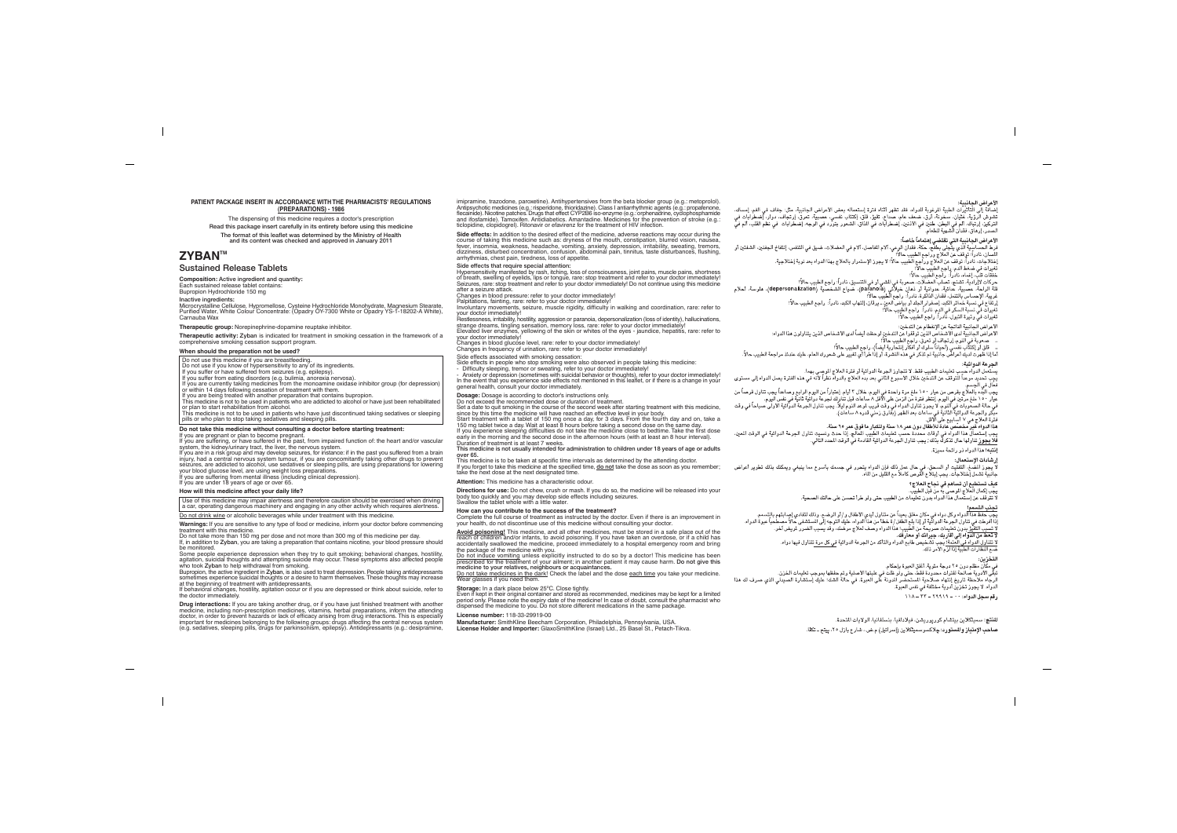**PATIENT PACKAGE INSERT IN ACCORDANCE WITH THE PHARMACISTS' REGULATIONS (PREPARATIONS) - 1986**

The dispensing of this medicine requires a doctor's prescription

Read this package insert carefully in its entirety before using this medicine

The format of this leaflet was determined by the Ministry of Health and its content was checked and approved in January 2011

# ZYBAN™

## Sustained Release Tablets

**Composition:** Active ingredient and quantity:
Each sustained release tablet contains:
Bupropion Hydrochloride 150 mg

**Inactive ingredients:**
Microcrystalline Cellulose, Hypromellose, Cysteine Hydrochloride Monohydrate, Magnesium Stearate, Purified Water, White Colour Concentrate: (Opadry OY-7300 White or Opadry YS-1-18202-A White), Carnauba Wax

**Therapeutic group:** Norepinephrine-dopamine reuptake inhibitor.

**Therapeutic activity:** Zyban is indicated for treatment in smoking cessation in the framework of a comprehensive smoking cessation support program.

**When should the preparation not be used?**

Do not use this medicine if you are breastfeeding.
Do not use if you know of hypersensitivity to any of its ingredients.
If you suffer or have suffered from seizures (e.g. epilepsy).
If you suffer from eating disorders (e.g. bulimia, anorexia nervosa).
If you are currently taking medicines from the monoamine oxidase inhibitor group (for depression) or within 14 days following cessation of treatment with them.
If you are being treated with another preparation that contains bupropion.
This medicine is not to be used in patients who are addicted to alcohol or have just been rehabilitated or plan to start rehabilitation from alcohol.
This medicine is not to be used in patients who have just discontinued taking sedatives or sleeping pills or who plan to stop taking sedatives and sleeping pills.

**Do not take this medicine without consulting a doctor before starting treatment:**
If you are pregnant or plan to become pregnant.
If you are suffering, or have suffered in the past, from impaired function of: the heart and/or vascular system, the kidney/urinary tract, the liver, the nervous system.
If you are in a risk group and may develop seizures, for instance: if in the past you suffered from a brain injury, had a central nervous system tumour, if you are concomitantly taking other drugs to prevent seizures, are addicted to alcohol, use sedatives or sleeping pills, are using preparations for lowering your blood glucose level, are using weight loss preparations.
If you are suffering from mental illness (including clinical depression).
If you are under 18 years of age or over 65.

**How will this medicine affect your daily life?**

Use of this medicine may impair alertness and therefore caution should be exercised when driving a car, operating dangerous machinery and engaging in any other activity which requires alertness.

Do not drink wine or alcoholic beverages while under treatment with this medicine.

**Warnings:** If you are sensitive to any type of food or medicine, inform your doctor before commencing treatment with this medicine.
Do not take more than 150 mg per dose and not more than 300 mg of this medicine per day.
If, in addition to **Zyban**, you are taking a preparation that contains nicotine, your blood pressure should be monitored.
Some people experience depression when they try to quit smoking; behavioral changes, hostility, agitation, suicidal thoughts and attempting suicide may occur. These symptoms also affected people who took **Zyban** to help withdrawal from smoking.
Bupropion, the active ingredient in **Zyban**, is also used to treat depression. People taking antidepressants sometimes experience suicidal thoughts or a desire to harm themselves. These thoughts may increase at the beginning of treatment with antidepressants.
If behavioral changes, hostility, agitation occur or if you are depressed or think about suicide, refer to the doctor immediately.

**Drug interactions:** If you are taking another drug, or if you have just finished treatment with another medicine, including non-prescription medicines, vitamins, herbal preparations, inform the attending doctor, in order to prevent hazards or lack of efficacy arising from drug interactions. This is especially important for medicines belonging to the following groups: drugs affecting the central nervous system (e.g. sedatives, sleeping pills, drugs for parkinsonism, epilepsy). Antidepressants (e.g.: desipramine, imipramine, trazodone, paroxetine). Antihypertensives from the beta blocker group (e.g.: metoprolol). Antipsychotic medicines (e.g.: risperidone, thioridazine). Class I antiarrhythmic agents (e.g.: propafenone, flecainide). Nicotine patches. Drugs that effect CYP2B6 iso-enzyme (e.g.: orphenadrine, cyclophosphamide and ifosfamide). Tamoxifen. Antidiabetics. Amantadine. Medicines for the prevention of stroke (e.g.: ticlopidine, clopidogrel). Ritonavir or efavirenz for the treatment of HIV infection.

**Side effects:** In addition to the desired effect of the medicine, adverse reactions may occur during the course of taking this medicine such as: dryness of the mouth, constipation, blurred vision, nausea, fever, insomnia, weakness, headache, vomiting, anxiety, depression, irritability, sweating, tremors, dizziness, disturbed concentration, confusion, abdominal pain, tinnitus, taste disturbances, flushing, arrhythmias, chest pain, tiredness, loss of appetite.

**Side effects that require special attention:**
Hypersensitivity manifested by rash, itching, loss of consciousness, joint pains, muscle pains, shortness of breath, swelling of eyelids, lips or tongue, rare: stop treatment and refer to your doctor immediately!
Seizures, rare: stop treatment and refer to your doctor immediately! Do not continue using this medicine after a seizure attack.
Changes in blood pressure: refer to your doctor immediately!
Palpitations, fainting, rare: refer to your doctor immediately!
Involuntary movements, seizure, muscle rigidity, difficulty in walking and coordination, rare: refer to your doctor immediately!
Restlessness, irritability, hostility, aggression or paranoia, depersonalization (loss of identity), hallucinations, strange dreams, tingling sensation, memory loss, rare: refer to your doctor immediately!
Elevated liver enzymes, yellowing of the skin or whites of the eyes - jaundice, hepatitis, rare: refer to your doctor immediately!
Changes in blood glucose level, rare: refer to your doctor immediately!
Changes in frequency of urination, rare: refer to your doctor immediately!

Side effects associated with smoking cessation:
Side effects in people who stop smoking were also observed in people taking this medicine:
- Difficulty sleeping, tremor or sweating, refer to your doctor immediately!
- Anxiety or depression (sometimes with suicidal behavior or thoughts), refer to your doctor immediately!

In the event that you experience side effects not mentioned in this leaflet, or if there is a change in your general health, consult your doctor immediately.

**Dosage:** Dosage is according to doctor's instructions only.
Do not exceed the recommended dose or duration of treatment.
Set a date to quit smoking in the course of the second week after starting treatment with this medicine, since by this time the medicine will have reached an effective level in your body.
Start treatment with a tablet of 150 mg once a day, for 3 days. From the fourth day and on, take a 150 mg tablet twice a day. Wait at least 8 hours before taking a second dose on the same day.
If you experience sleeping difficulties do not take the medicine close to bedtime. Take the first dose early in the morning and the second dose in the afternoon hours (with at least an 8 hour interval).
Duration of treatment is at least 7 weeks.
**This medicine is not usually intended for administration to children under 18 years of age or adults over 65.**
This medicine is to be taken at specific time intervals as determined by the attending doctor.
If you forget to take this medicine at the specified time, do not take the dose as soon as you remember; take the next dose at the next designated time.

**Attention:** This medicine has a characteristic odour.

**Directions for use:** Do not chew, crush or mash. If you do so, the medicine will be released into your body too quickly and you may develop side effects including seizures.
Swallow the tablet whole with a little water.

**How can you contribute to the success of the treatment?**
Complete the full course of treatment as instructed by the doctor. Even if there is an improvement in your health, do not discontinue use of this medicine without consulting your doctor.

**Avoid poisoning!** This medicine and all other medicines, must be stored in a safe place out of the reach of children and/or infants, to avoid poisoning. If you have taken an overdose, or if a child has accidentally swallowed the medicine, proceed immediately to a hospital emergency room and bring the package of the medicine with you.
Do not induce vomiting unless explicitly instructed to do so by a doctor! This medicine has been prescribed for the treatment of your ailment; in another patient it may cause harm. **Do not give this medicine to your relatives, neighbours or acquaintances.**
Do not take medicines in the dark! Check the label and the dose each time you take your medicine. Wear glasses if you need them.

**Storage:** In a dark place below 25°C. Close tightly.
Even if kept in their original container and stored as recommended, medicines may be kept for a limited period only. Please note the expiry date of the medicine! In case of doubt, consult the pharmacist who dispensed the medicine to you. Do not store different medications in the same package.

**License number:** 118-33-29919-00

**Manufacturer:** SmithKline Beecham Corporation, Philadelphia, Pennsylvania, USA.
**License Holder and Importer:** GlaxoSmithKline (Israel) Ltd., 25 Basel St., Petach-Tikva.

**الأعراض الجانبية:**
إضافة إلى التأثيرات الطبية المرغوبة للدواء، فقد تظهر أثناء فترة إستعماله بعض الأعراض الجانبية، مثل: جفاف في الفم، إمساك، تشوش الرؤية، غثيان، سخونة، أرق، ضعف عام، صداع، تقيؤ، قلق، إكتئاب، عصبية، تعرق، إرتجاف، دوار، إضطرابات في التركيز، إرتباك، ألم في البطن، طنين في الأذنين، إضطرابات في المذاق، الشعور بدوران في الوجه، إضطرابات في نظم القلب، ألم في الصدر، إرهاق، فقدان الشهية للطعام.

**الأعراض الجانبية التي تقتضي إهتماماً خاصاً:**
فرط الحساسية الذي يتجلى بطفح، حكة، فقدان الوعي، آلام المفاصل، آلام في العضلات، ضيق في التنفس، إنتفاخ الجفنين، الشفتين أو اللسان، نادراً: توقف عن العلاج وراجع الطبيب حالاً!
إختلاجات، نادراً: توقف عن العلاج وراجع الطبيب حالاً! لا يجوز الإستمرار بالعلاج بهذا الدواء بعد نوبة إختلاجية.
تغيرات في ضغط الدم: راجع الطبيب حالاً!
خفقان قلب، إغماء، نادراً: راجع الطبيب حالاً!
حركات لاإرادية، تشنج، تصلب العضلات، صعوبة في المشي أو في التنسيق، نادراً: راجع الطبيب حالاً!
قلة الراحة، عصبية، عدائية أو عدوانية أو جنون خيالي (paranoia)، ضياع الشخصية (depersonalization)، هلوسة، أحلام غريبة، الإحساس بالتنمل، فقدان الذاكرة، نادراً: راجع الطبيب حالاً!
إرتفاع في نسبة خمائر الكبد، إصفرار الجلد أو بياض العين - يرقان، إلتهاب الكبد، نادراً: راجع الطبيب حالاً!
تغيرات في نسبة السكر في الدم، نادراً: راجع الطبيب حالاً!
تغيرات في وتيرة التبول، نادراً: راجع الطبيب حالاً!

الأعراض الجانبية الناتجة عن الإنقطاع عن التدخين:
الأعراض الجانبية لدى الأشخاص الذين توقفوا عن التدخين لوحظت أيضاً لدى الأشخاص الذين يتناولون هذا الدواء:
- صعوبة في النوم، إرتجاف أو تعرق، راجع الطبيب حالاً!
- قلق أو إكتئاب نفسي (أحياناً سلوك أو أفكار إنتحارية أيضاً)، راجع الطبيب حالاً!
إذا ظهرت لديك أعراض جانبية لم تذكر في هذه النشرة، أو إذا طرأ أي تغيير على شعورك العام، عليك عندئذ مراجعة الطبيب حالاً.

**الجرعة الدوائية:**
بحسب تعليمات الطبيب فقط. لا تتجاوز الجرعة الدوائية أو فترة العلاج الموصى بهما.
يجب تحديد موعداً للتوقف عن التدخين خلال الأسبوع الثاني بعد بدء العلاج بالدواء نظراً لأنه في هذه الفترة يصل الدواء إلى مستوى فعال في الجسم.
يجب البدء بالعلاج بقرص من عيار ١٥٠ ملغ مرة واحدة في اليوم، خلال ٣ أيام. إعتباراً من اليوم الرابع وصاعداً يجب تناول قرصاً من عيار ١٥٠ ملغ مرتين في اليوم. إنتظر فترة من الزمن على الأقل ٨ ساعات قبل تناولك لجرعة دوائية ثانية في نفس اليوم.
في حالة الصعوبات في النوم لا يجوز تناول الدواء في وقت قريب لوعد النوم ليلاً. يجب تناول الجرعة الدوائية الأولى صباحاً في وقت مبكر والجرعة الدوائية الثانية في ساعات بعد الظهر (بفارق زمني قدره ٨ ساعات).
فترة العلاج هي ٧ أسابيع على الأقل.
**هذا الدواء غير مخصص عادة للأطفال دون عمر ١٨ سنة والكبار ما فوق عمر ٦٥ سنة.**
يجب إستعمال هذا الدواء في أوقات محددة حسب تعليمات الطبيب المعالج. إذا حدث ونسيت تناول الجرعة الدوائية في الوقت المعين، **فلا يجوز** تناولها حال تذكرك بذلك؛ يجب تناول الجرعة الدوائية القادمة في الوقت المحدد التالي.

إنتبه! هذا الدواء ذو رائحة مميزة.

**إرشادات الإستعمال:**
لا يجوز المضغ، التفتيت أو السحق. في حال عمل ذلك فإن الدواء يتحرر في جسمك بأسرع مما ينبغي ويمكنك بذلك تطوير أعراض جانبية تشمل إختلاجات. يجب إبتلاع القرص كاملاً مع القليل من الماء.

**كيف تستطيع أن تساهم في نجاح العلاج؟**
يجب إكمال العلاج الموصى به من قبل الطبيب.
لا تتوقف عن إستعمال هذا الدواء بدون تعليمات من الطبيب حتى ولو طرأ تحسن على حالتك الصحية.

**تجنب التسمم!**
يجب حفظ هذا الدواء وكل دواء في مكان مغلق بعيداً عن متناول أيدي الأطفال و/أو الرضع، وذلك لتفادي إصابتهم بالتسمم. إذا فرطت في تناول الجرعة الدوائية أو إذا بلع الطفل/بخطأ من هذا الدواء، عليك التوجه إلى المستشفى حالاً مصطحباً عبوة الدواء.
لا تسبب التقيؤ بدون تعليمات صريحة من الطبيب! هذا الدواء وصف لعلاج مرضك، وقد يسبب الضرر لمريض آخر.
**لا تعط من الدواء إلى أقاربك، جيرانك أو معارفك.**
لا تتناول الدواء في العتمة! يجب تشخيص طابع الدواء والتأكد من الجرعة الدوائية في كل مرة تتناول فيها دواء.
ضع النظارات الطبية إذا لزم الأمر ذلك.

**التخزين:**
في مكان مظلم دون ٢٥ درجة مئوية. أغلق العبوة بإحكام.
تبقى الأدوية صالحة لفترة محدودة فقط، حتى ولو ظلت في علبتها الأصلية وتم حفظها بموجب تعليمات الخزن.
الرجاء ملاحظة تاريخ إنتهاء صلاحية المستحضر الدوائي على العبوة. في حالة الشك، عليك إستشارة الصيدلي الذي صرف لك هذا الدواء. لا يجوز تخزين أدوية مختلفة في نفس العبوة.

**رقم سجل الدواء:** ٠٠-٢٩٩١٩-٣٣-١١٨

المنتج: سميثكلاين بيتشام كوربوريشن، فيلادلفيا، بنسلفانيا، الولايات المتحدة

**صاحب الإمتياز والمستورد:** جلاكسوسميثكلاين (إسرائيل) م.ض.، شارع بازل ٢٥، بيتح - تكفا.